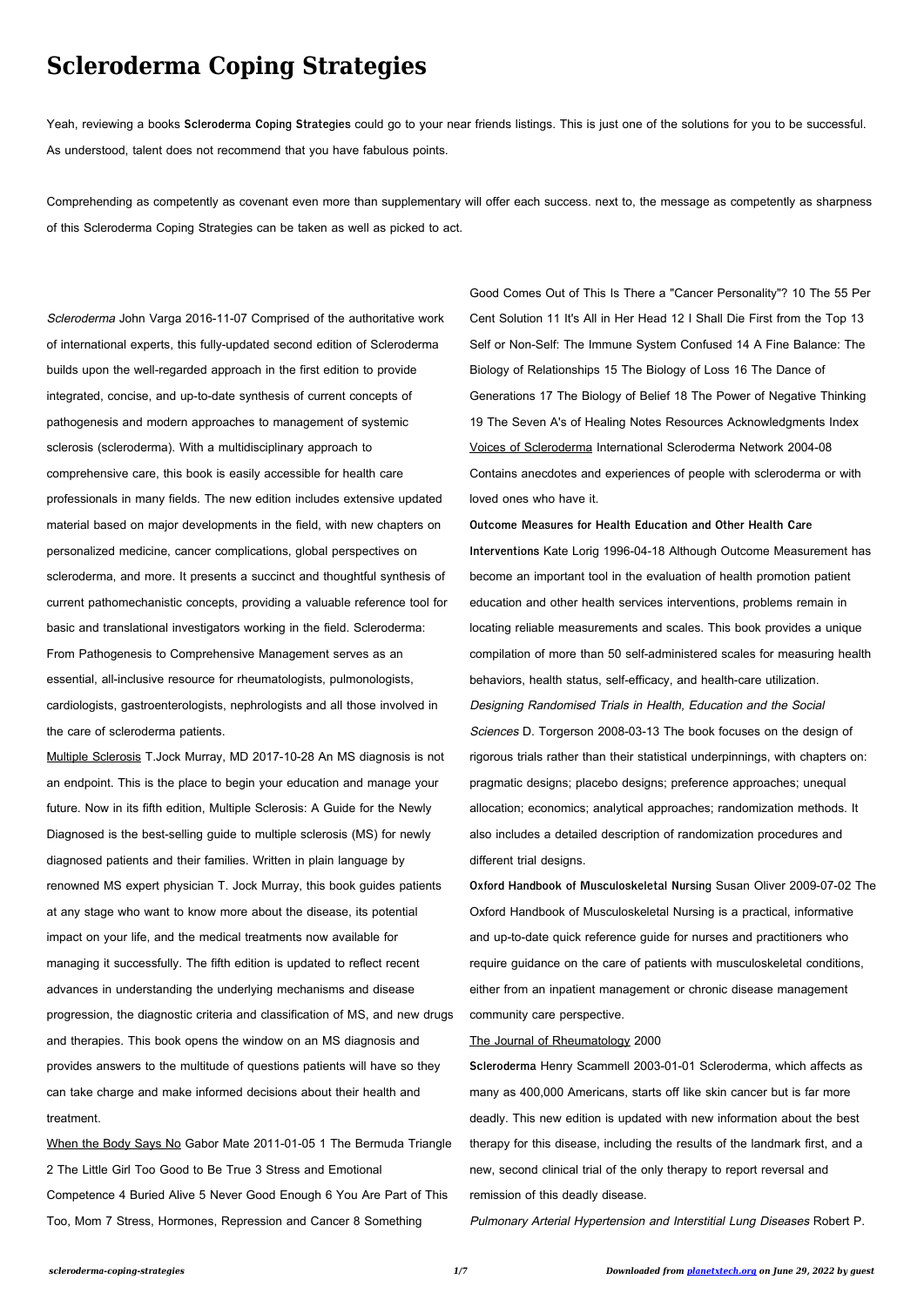# Scleroderma Coping Strategies

Yeah, reviewing a books **Scleroderma Coping Strategies** could go to your near friends listings. This is just one of the solutions for you to be successful. As understood, talent does not recommend that you have fabulous points.

Comprehending as competently as covenant even more than supplementary will offer each success. next to, the message as competently as sharpness of this Scleroderma Coping Strategies can be taken as well as picked to act.

*Scleroderma* John Varga 2016-11-07 Comprised of the authoritative work of international experts, this fully-updated second edition of Scleroderma builds upon the well-regarded approach in the first edition to provide integrated, concise, and up-to-date synthesis of current concepts of pathogenesis and modern approaches to management of systemic sclerosis (scleroderma). With a multidisciplinary approach to comprehensive care, this book is easily accessible for health care professionals in many fields. The new edition includes extensive updated material based on major developments in the field, with new chapters on personalized medicine, cancer complications, global perspectives on scleroderma, and more. It presents a succinct and thoughtful synthesis of current pathomechanistic concepts, providing a valuable reference tool for basic and translational investigators working in the field. Scleroderma: From Pathogenesis to Comprehensive Management serves as an essential, all-inclusive resource for rheumatologists, pulmonologists, cardiologists, gastroenterologists, nephrologists and all those involved in the care of scleroderma patients.

Multiple Sclerosis T.Jock Murray, MD 2017-10-28 An MS diagnosis is not an endpoint. This is the place to begin your education and manage your future. Now in its fifth edition, Multiple Sclerosis: A Guide for the Newly Diagnosed is the best-selling guide to multiple sclerosis (MS) for newly diagnosed patients and their families. Written in plain language by renowned MS expert physician T. Jock Murray, this book guides patients at any stage who want to know more about the disease, its potential impact on your life, and the medical treatments now available for managing it successfully. The fifth edition is updated to reflect recent advances in understanding the underlying mechanisms and disease progression, the diagnostic criteria and classification of MS, and new drugs and therapies. This book opens the window on an MS diagnosis and provides answers to the multitude of questions patients will have so they can take charge and make informed decisions about their health and treatment.

When the Body Says No Gabor Mate 2011-01-05 1 The Bermuda Triangle 2 The Little Girl Too Good to Be True 3 Stress and Emotional Competence 4 Buried Alive 5 Never Good Enough 6 You Are Part of This Too, Mom 7 Stress, Hormones, Repression and Cancer 8 Something Good Comes Out of This Is There a "Cancer Personality"? 10 The 55 Per Cent Solution 11 It's All in Her Head 12 I Shall Die First from the Top 13 Self or Non-Self: The Immune System Confused 14 A Fine Balance: The Biology of Relationships 15 The Biology of Loss 16 The Dance of Generations 17 The Biology of Belief 18 The Power of Negative Thinking 19 The Seven A's of Healing Notes Resources Acknowledgments Index

Voices of Scleroderma International Scleroderma Network 2004-08 Contains anecdotes and experiences of people with scleroderma or with loved ones who have it.

**Outcome Measures for Health Education and Other Health Care Interventions** Kate Lorig 1996-04-18 Although Outcome Measurement has become an important tool in the evaluation of health promotion patient education and other health services interventions, problems remain in locating reliable measurements and scales. This book provides a unique compilation of more than 50 self-administered scales for measuring health behaviors, health status, self-efficacy, and health-care utilization.

*Designing Randomised Trials in Health, Education and the Social Sciences* D. Torgerson 2008-03-13 The book focuses on the design of rigorous trials rather than their statistical underpinnings, with chapters on: pragmatic designs; placebo designs; preference approaches; unequal allocation; economics; analytical approaches; randomization methods. It also includes a detailed description of randomization procedures and different trial designs.

**Oxford Handbook of Musculoskeletal Nursing** Susan Oliver 2009-07-02 The Oxford Handbook of Musculoskeletal Nursing is a practical, informative and up-to-date quick reference guide for nurses and practitioners who require guidance on the care of patients with musculoskeletal conditions, either from an inpatient management or chronic disease management community care perspective.

The Journal of Rheumatology 2000

**Scleroderma** Henry Scammell 2003-01-01 Scleroderma, which affects as many as 400,000 Americans, starts off like skin cancer but is far more deadly. This new edition is updated with new information about the best therapy for this disease, including the results of the landmark first, and a new, second clinical trial of the only therapy to report reversal and remission of this deadly disease.

*Pulmonary Arterial Hypertension and Interstitial Lung Diseases* Robert P.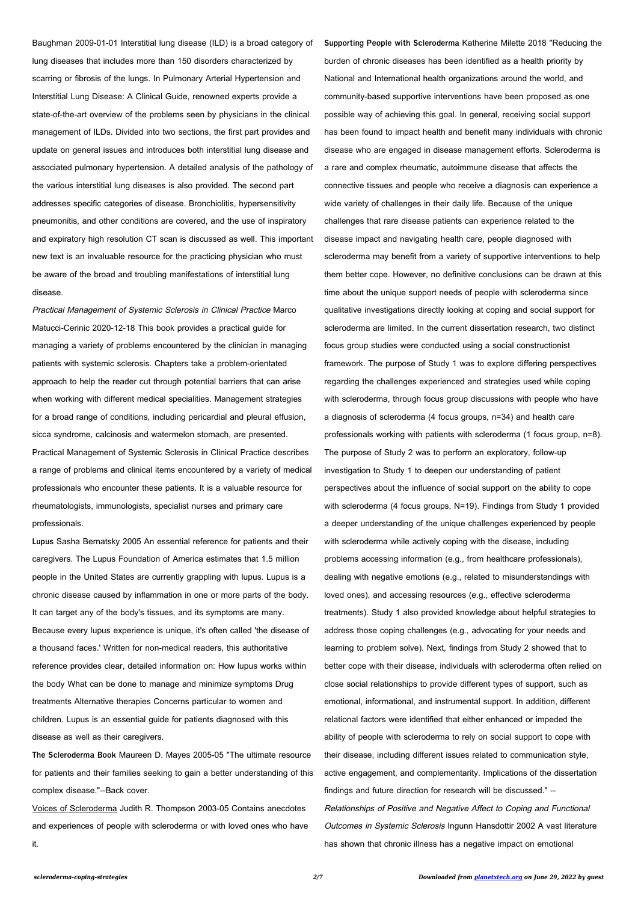Baughman 2009-01-01 Interstitial lung disease (ILD) is a broad category of lung diseases that includes more than 150 disorders characterized by scarring or fibrosis of the lungs. In Pulmonary Arterial Hypertension and Interstitial Lung Disease: A Clinical Guide, renowned experts provide a state-of-the-art overview of the problems seen by physicians in the clinical management of ILDs. Divided into two sections, the first part provides and update on general issues and introduces both interstitial lung disease and associated pulmonary hypertension. A detailed analysis of the pathology of the various interstitial lung diseases is also provided. The second part addresses specific categories of disease. Bronchiolitis, hypersensitivity pneumonitis, and other conditions are covered, and the use of inspiratory and expiratory high resolution CT scan is discussed as well. This important new text is an invaluable resource for the practicing physician who must be aware of the broad and troubling manifestations of interstitial lung disease.

*Practical Management of Systemic Sclerosis in Clinical Practice* Marco Matucci-Cerinic 2020-12-18 This book provides a practical guide for managing a variety of problems encountered by the clinician in managing patients with systemic sclerosis. Chapters take a problem-orientated approach to help the reader cut through potential barriers that can arise when working with different medical specialities. Management strategies for a broad range of conditions, including pericardial and pleural effusion, sicca syndrome, calcinosis and watermelon stomach, are presented. Practical Management of Systemic Sclerosis in Clinical Practice describes a range of problems and clinical items encountered by a variety of medical professionals who encounter these patients. It is a valuable resource for rheumatologists, immunologists, specialist nurses and primary care professionals.

**Lupus** Sasha Bernatsky 2005 An essential reference for patients and their caregivers. The Lupus Foundation of America estimates that 1.5 million people in the United States are currently grappling with lupus. Lupus is a chronic disease caused by inflammation in one or more parts of the body. It can target any of the body's tissues, and its symptoms are many. Because every lupus experience is unique, it's often called 'the disease of a thousand faces.' Written for non-medical readers, this authoritative reference provides clear, detailed information on: How lupus works within the body What can be done to manage and minimize symptoms Drug treatments Alternative therapies Concerns particular to women and children. Lupus is an essential guide for patients diagnosed with this disease as well as their caregivers.

**The Scleroderma Book** Maureen D. Mayes 2005-05 "The ultimate resource for patients and their families seeking to gain a better understanding of this complex disease."--Back cover.

Voices of Scleroderma Judith R. Thompson 2003-05 Contains anecdotes and experiences of people with scleroderma or with loved ones who have it.

**Supporting People with Scleroderma** Katherine Milette 2018 "Reducing the burden of chronic diseases has been identified as a health priority by National and International health organizations around the world, and community-based supportive interventions have been proposed as one possible way of achieving this goal. In general, receiving social support has been found to impact health and benefit many individuals with chronic disease who are engaged in disease management efforts. Scleroderma is a rare and complex rheumatic, autoimmune disease that affects the connective tissues and people who receive a diagnosis can experience a wide variety of challenges in their daily life. Because of the unique challenges that rare disease patients can experience related to the disease impact and navigating health care, people diagnosed with scleroderma may benefit from a variety of supportive interventions to help them better cope. However, no definitive conclusions can be drawn at this time about the unique support needs of people with scleroderma since qualitative investigations directly looking at coping and social support for scleroderma are limited. In the current dissertation research, two distinct focus group studies were conducted using a social constructionist framework. The purpose of Study 1 was to explore differing perspectives regarding the challenges experienced and strategies used while coping with scleroderma, through focus group discussions with people who have a diagnosis of scleroderma (4 focus groups, n=34) and health care professionals working with patients with scleroderma (1 focus group, n=8). The purpose of Study 2 was to perform an exploratory, follow-up investigation to Study 1 to deepen our understanding of patient perspectives about the influence of social support on the ability to cope with scleroderma (4 focus groups, N=19). Findings from Study 1 provided a deeper understanding of the unique challenges experienced by people with scleroderma while actively coping with the disease, including problems accessing information (e.g., from healthcare professionals), dealing with negative emotions (e.g., related to misunderstandings with loved ones), and accessing resources (e.g., effective scleroderma treatments). Study 1 also provided knowledge about helpful strategies to address those coping challenges (e.g., advocating for your needs and learning to problem solve). Next, findings from Study 2 showed that to better cope with their disease, individuals with scleroderma often relied on close social relationships to provide different types of support, such as emotional, informational, and instrumental support. In addition, different relational factors were identified that either enhanced or impeded the ability of people with scleroderma to rely on social support to cope with their disease, including different issues related to communication style, active engagement, and complementarity. Implications of the dissertation findings and future direction for research will be discussed." --

*Relationships of Positive and Negative Affect to Coping and Functional Outcomes in Systemic Sclerosis* Ingunn Hansdottir 2002 A vast literature has shown that chronic illness has a negative impact on emotional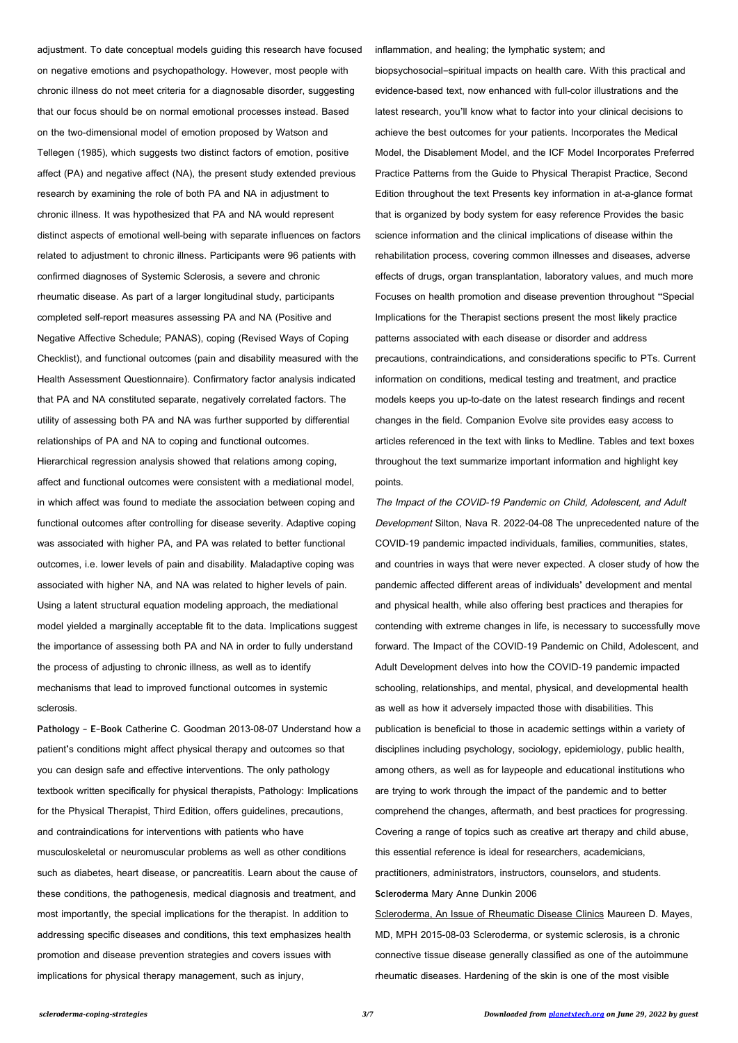adjustment. To date conceptual models guiding this research have focused on negative emotions and psychopathology. However, most people with chronic illness do not meet criteria for a diagnosable disorder, suggesting that our focus should be on normal emotional processes instead. Based on the two-dimensional model of emotion proposed by Watson and Tellegen (1985), which suggests two distinct factors of emotion, positive affect (PA) and negative affect (NA), the present study extended previous research by examining the role of both PA and NA in adjustment to chronic illness. It was hypothesized that PA and NA would represent distinct aspects of emotional well-being with separate influences on factors related to adjustment to chronic illness. Participants were 96 patients with confirmed diagnoses of Systemic Sclerosis, a severe and chronic rheumatic disease. As part of a larger longitudinal study, participants completed self-report measures assessing PA and NA (Positive and Negative Affective Schedule; PANAS), coping (Revised Ways of Coping Checklist), and functional outcomes (pain and disability measured with the Health Assessment Questionnaire). Confirmatory factor analysis indicated that PA and NA constituted separate, negatively correlated factors. The utility of assessing both PA and NA was further supported by differential relationships of PA and NA to coping and functional outcomes. Hierarchical regression analysis showed that relations among coping, affect and functional outcomes were consistent with a mediational model, in which affect was found to mediate the association between coping and functional outcomes after controlling for disease severity. Adaptive coping was associated with higher PA, and PA was related to better functional outcomes, i.e. lower levels of pain and disability. Maladaptive coping was associated with higher NA, and NA was related to higher levels of pain. Using a latent structural equation modeling approach, the mediational model yielded a marginally acceptable fit to the data. Implications suggest the importance of assessing both PA and NA in order to fully understand the process of adjusting to chronic illness, as well as to identify mechanisms that lead to improved functional outcomes in systemic sclerosis.

**Pathology - E-Book** Catherine C. Goodman 2013-08-07 Understand how a patient's conditions might affect physical therapy and outcomes so that you can design safe and effective interventions. The only pathology textbook written specifically for physical therapists, Pathology: Implications for the Physical Therapist, Third Edition, offers guidelines, precautions, and contraindications for interventions with patients who have musculoskeletal or neuromuscular problems as well as other conditions such as diabetes, heart disease, or pancreatitis. Learn about the cause of these conditions, the pathogenesis, medical diagnosis and treatment, and most importantly, the special implications for the therapist. In addition to addressing specific diseases and conditions, this text emphasizes health promotion and disease prevention strategies and covers issues with implications for physical therapy management, such as injury, inflammation, and healing; the lymphatic system; and biopsychosocial-spiritual impacts on health care. With this practical and evidence-based text, now enhanced with full-color illustrations and the latest research, you'll know what to factor into your clinical decisions to achieve the best outcomes for your patients. Incorporates the Medical Model, the Disablement Model, and the ICF Model Incorporates Preferred Practice Patterns from the Guide to Physical Therapist Practice, Second Edition throughout the text Presents key information in at-a-glance format that is organized by body system for easy reference Provides the basic science information and the clinical implications of disease within the rehabilitation process, covering common illnesses and diseases, adverse effects of drugs, organ transplantation, laboratory values, and much more Focuses on health promotion and disease prevention throughout "Special Implications for the Therapist sections present the most likely practice patterns associated with each disease or disorder and address precautions, contraindications, and considerations specific to PTs. Current information on conditions, medical testing and treatment, and practice models keeps you up-to-date on the latest research findings and recent changes in the field. Companion Evolve site provides easy access to articles referenced in the text with links to Medline. Tables and text boxes throughout the text summarize important information and highlight key points.

*The Impact of the COVID-19 Pandemic on Child, Adolescent, and Adult Development* Silton, Nava R. 2022-04-08 The unprecedented nature of the COVID-19 pandemic impacted individuals, families, communities, states, and countries in ways that were never expected. A closer study of how the pandemic affected different areas of individuals' development and mental and physical health, while also offering best practices and therapies for contending with extreme changes in life, is necessary to successfully move forward. The Impact of the COVID-19 Pandemic on Child, Adolescent, and Adult Development delves into how the COVID-19 pandemic impacted schooling, relationships, and mental, physical, and developmental health as well as how it adversely impacted those with disabilities. This publication is beneficial to those in academic settings within a variety of disciplines including psychology, sociology, epidemiology, public health, among others, as well as for laypeople and educational institutions who are trying to work through the impact of the pandemic and to better comprehend the changes, aftermath, and best practices for progressing. Covering a range of topics such as creative art therapy and child abuse, this essential reference is ideal for researchers, academicians, practitioners, administrators, instructors, counselors, and students.

**Scleroderma** Mary Anne Dunkin 2006

Scleroderma, An Issue of Rheumatic Disease Clinics Maureen D. Mayes, MD, MPH 2015-08-03 Scleroderma, or systemic sclerosis, is a chronic connective tissue disease generally classified as one of the autoimmune rheumatic diseases. Hardening of the skin is one of the most visible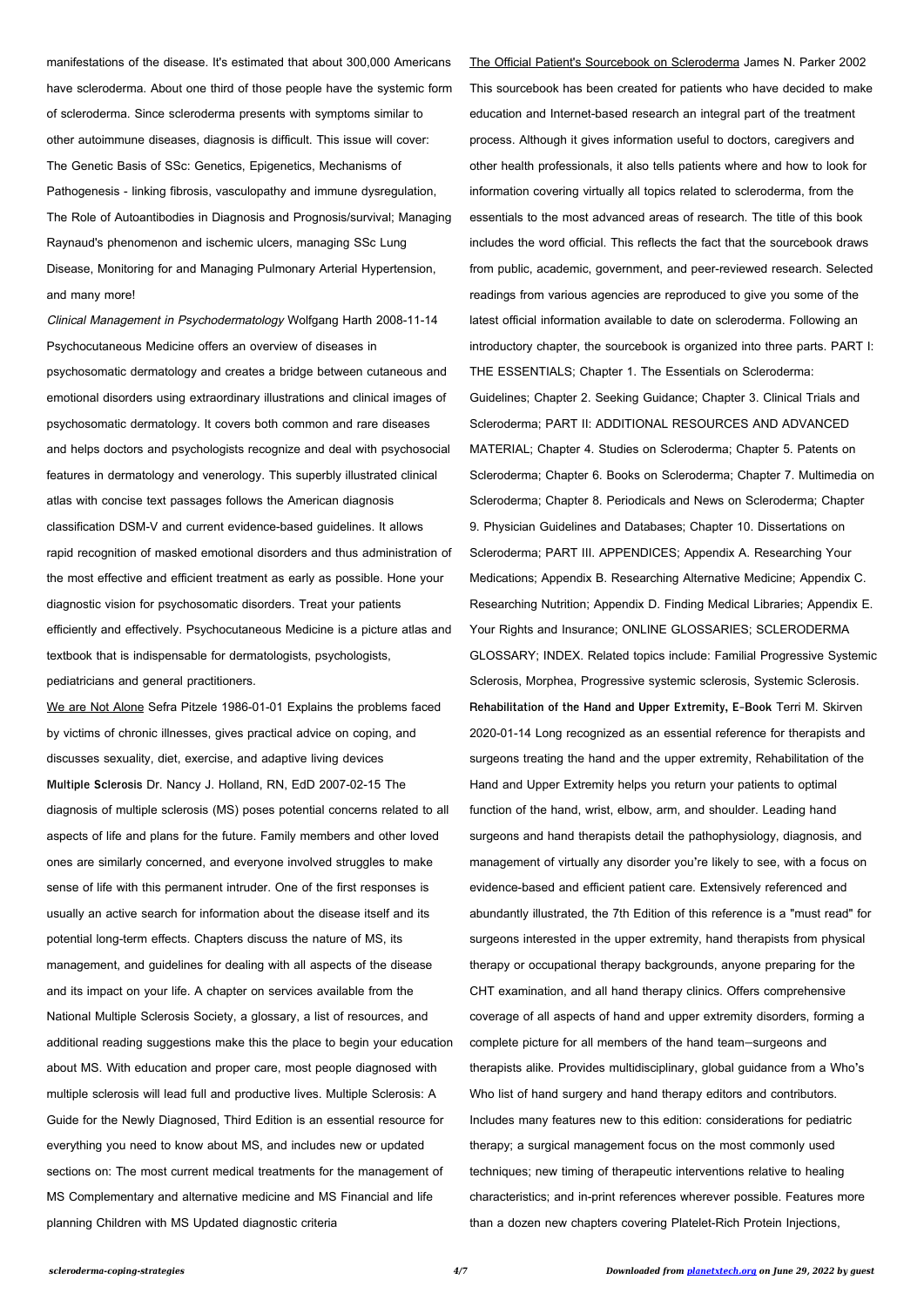manifestations of the disease. It's estimated that about 300,000 Americans have scleroderma. About one third of those people have the systemic form of scleroderma. Since scleroderma presents with symptoms similar to other autoimmune diseases, diagnosis is difficult. This issue will cover: The Genetic Basis of SSc: Genetics, Epigenetics, Mechanisms of Pathogenesis - linking fibrosis, vasculopathy and immune dysregulation, The Role of Autoantibodies in Diagnosis and Prognosis/survival; Managing Raynaud's phenomenon and ischemic ulcers, managing SSc Lung Disease, Monitoring for and Managing Pulmonary Arterial Hypertension, and many more!

*Clinical Management in Psychodermatology* Wolfgang Harth 2008-11-14 Psychocutaneous Medicine offers an overview of diseases in psychosomatic dermatology and creates a bridge between cutaneous and emotional disorders using extraordinary illustrations and clinical images of psychosomatic dermatology. It covers both common and rare diseases and helps doctors and psychologists recognize and deal with psychosocial features in dermatology and venerology. This superbly illustrated clinical atlas with concise text passages follows the American diagnosis classification DSM-V and current evidence-based guidelines. It allows rapid recognition of masked emotional disorders and thus administration of the most effective and efficient treatment as early as possible. Hone your diagnostic vision for psychosomatic disorders. Treat your patients efficiently and effectively. Psychocutaneous Medicine is a picture atlas and textbook that is indispensable for dermatologists, psychologists, pediatricians and general practitioners.

We are Not Alone Sefra Pitzele 1986-01-01 Explains the problems faced by victims of chronic illnesses, gives practical advice on coping, and discusses sexuality, diet, exercise, and adaptive living devices

**Multiple Sclerosis** Dr. Nancy J. Holland, RN, EdD 2007-02-15 The diagnosis of multiple sclerosis (MS) poses potential concerns related to all aspects of life and plans for the future. Family members and other loved ones are similarly concerned, and everyone involved struggles to make sense of life with this permanent intruder. One of the first responses is usually an active search for information about the disease itself and its potential long-term effects. Chapters discuss the nature of MS, its management, and guidelines for dealing with all aspects of the disease and its impact on your life. A chapter on services available from the National Multiple Sclerosis Society, a glossary, a list of resources, and additional reading suggestions make this the place to begin your education about MS. With education and proper care, most people diagnosed with multiple sclerosis will lead full and productive lives. Multiple Sclerosis: A Guide for the Newly Diagnosed, Third Edition is an essential resource for everything you need to know about MS, and includes new or updated sections on: The most current medical treatments for the management of MS Complementary and alternative medicine and MS Financial and life planning Children with MS Updated diagnostic criteria

The Official Patient's Sourcebook on Scleroderma James N. Parker 2002 This sourcebook has been created for patients who have decided to make education and Internet-based research an integral part of the treatment process. Although it gives information useful to doctors, caregivers and other health professionals, it also tells patients where and how to look for information covering virtually all topics related to scleroderma, from the essentials to the most advanced areas of research. The title of this book includes the word official. This reflects the fact that the sourcebook draws from public, academic, government, and peer-reviewed research. Selected readings from various agencies are reproduced to give you some of the latest official information available to date on scleroderma. Following an introductory chapter, the sourcebook is organized into three parts. PART I: THE ESSENTIALS; Chapter 1. The Essentials on Scleroderma: Guidelines; Chapter 2. Seeking Guidance; Chapter 3. Clinical Trials and Scleroderma; PART II: ADDITIONAL RESOURCES AND ADVANCED MATERIAL; Chapter 4. Studies on Scleroderma; Chapter 5. Patents on Scleroderma; Chapter 6. Books on Scleroderma; Chapter 7. Multimedia on Scleroderma; Chapter 8. Periodicals and News on Scleroderma; Chapter 9. Physician Guidelines and Databases; Chapter 10. Dissertations on Scleroderma; PART III. APPENDICES; Appendix A. Researching Your Medications; Appendix B. Researching Alternative Medicine; Appendix C. Researching Nutrition; Appendix D. Finding Medical Libraries; Appendix E. Your Rights and Insurance; ONLINE GLOSSARIES; SCLERODERMA GLOSSARY; INDEX. Related topics include: Familial Progressive Systemic Sclerosis, Morphea, Progressive systemic sclerosis, Systemic Sclerosis.

**Rehabilitation of the Hand and Upper Extremity, E-Book** Terri M. Skirven 2020-01-14 Long recognized as an essential reference for therapists and surgeons treating the hand and the upper extremity, Rehabilitation of the Hand and Upper Extremity helps you return your patients to optimal function of the hand, wrist, elbow, arm, and shoulder. Leading hand surgeons and hand therapists detail the pathophysiology, diagnosis, and management of virtually any disorder you're likely to see, with a focus on evidence-based and efficient patient care. Extensively referenced and abundantly illustrated, the 7th Edition of this reference is a "must read" for surgeons interested in the upper extremity, hand therapists from physical therapy or occupational therapy backgrounds, anyone preparing for the CHT examination, and all hand therapy clinics. Offers comprehensive coverage of all aspects of hand and upper extremity disorders, forming a complete picture for all members of the hand team—surgeons and therapists alike. Provides multidisciplinary, global guidance from a Who's Who list of hand surgery and hand therapy editors and contributors. Includes many features new to this edition: considerations for pediatric therapy; a surgical management focus on the most commonly used techniques; new timing of therapeutic interventions relative to healing characteristics; and in-print references wherever possible. Features more than a dozen new chapters covering Platelet-Rich Protein Injections,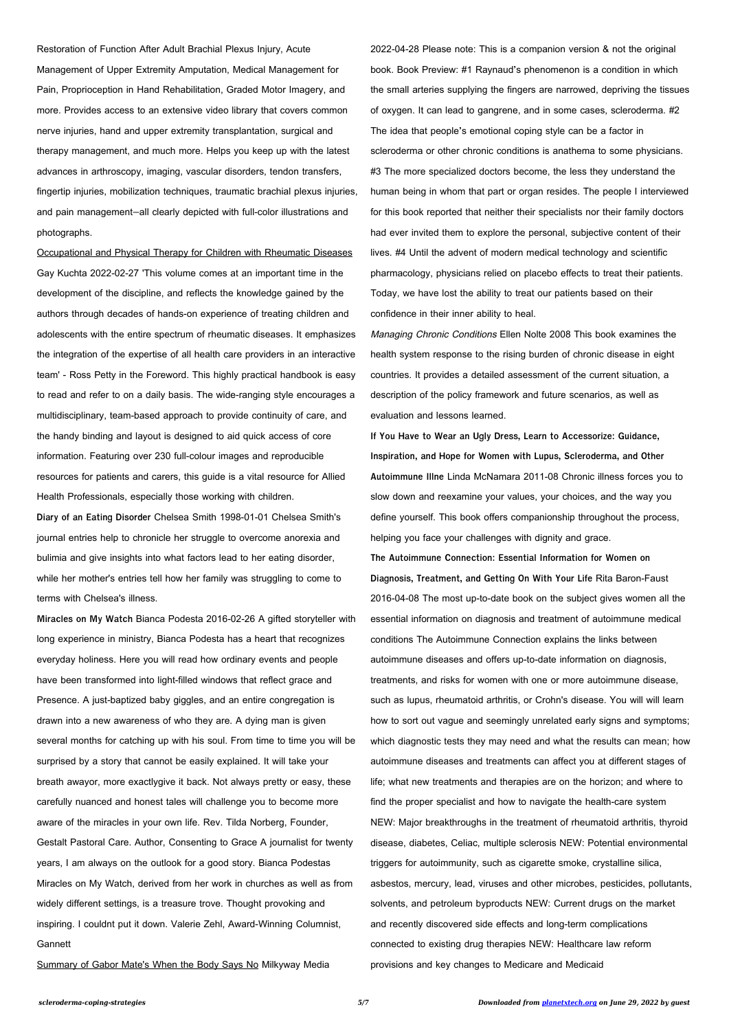Restoration of Function After Adult Brachial Plexus Injury, Acute Management of Upper Extremity Amputation, Medical Management for Pain, Proprioception in Hand Rehabilitation, Graded Motor Imagery, and more. Provides access to an extensive video library that covers common nerve injuries, hand and upper extremity transplantation, surgical and therapy management, and much more. Helps you keep up with the latest advances in arthroscopy, imaging, vascular disorders, tendon transfers, fingertip injuries, mobilization techniques, traumatic brachial plexus injuries, and pain management—all clearly depicted with full-color illustrations and photographs.

Occupational and Physical Therapy for Children with Rheumatic Diseases Gay Kuchta 2022-02-27 'This volume comes at an important time in the development of the discipline, and reflects the knowledge gained by the authors through decades of hands-on experience of treating children and adolescents with the entire spectrum of rheumatic diseases. It emphasizes the integration of the expertise of all health care providers in an interactive team' - Ross Petty in the Foreword. This highly practical handbook is easy to read and refer to on a daily basis. The wide-ranging style encourages a multidisciplinary, team-based approach to provide continuity of care, and the handy binding and layout is designed to aid quick access of core information. Featuring over 230 full-colour images and reproducible resources for patients and carers, this guide is a vital resource for Allied Health Professionals, especially those working with children.

**Diary of an Eating Disorder** Chelsea Smith 1998-01-01 Chelsea Smith's journal entries help to chronicle her struggle to overcome anorexia and bulimia and give insights into what factors lead to her eating disorder, while her mother's entries tell how her family was struggling to come to terms with Chelsea's illness.

**Miracles on My Watch** Bianca Podesta 2016-02-26 A gifted storyteller with long experience in ministry, Bianca Podesta has a heart that recognizes everyday holiness. Here you will read how ordinary events and people have been transformed into light-filled windows that reflect grace and Presence. A just-baptized baby giggles, and an entire congregation is drawn into a new awareness of who they are. A dying man is given several months for catching up with his soul. From time to time you will be surprised by a story that cannot be easily explained. It will take your breath awayor, more exactlygive it back. Not always pretty or easy, these carefully nuanced and honest tales will challenge you to become more aware of the miracles in your own life. Rev. Tilda Norberg, Founder, Gestalt Pastoral Care. Author, Consenting to Grace A journalist for twenty years, I am always on the outlook for a good story. Bianca Podestas Miracles on My Watch, derived from her work in churches as well as from widely different settings, is a treasure trove. Thought provoking and inspiring. I couldnt put it down. Valerie Zehl, Award-Winning Columnist, Gannett

Summary of Gabor Mate's When the Body Says No Milkyway Media 2022-04-28 Please note: This is a companion version & not the original book. Book Preview: #1 Raynaud's phenomenon is a condition in which the small arteries supplying the fingers are narrowed, depriving the tissues of oxygen. It can lead to gangrene, and in some cases, scleroderma. #2 The idea that people's emotional coping style can be a factor in scleroderma or other chronic conditions is anathema to some physicians. #3 The more specialized doctors become, the less they understand the human being in whom that part or organ resides. The people I interviewed for this book reported that neither their specialists nor their family doctors had ever invited them to explore the personal, subjective content of their lives. #4 Until the advent of modern medical technology and scientific pharmacology, physicians relied on placebo effects to treat their patients. Today, we have lost the ability to treat our patients based on their confidence in their inner ability to heal.

*Managing Chronic Conditions* Ellen Nolte 2008 This book examines the health system response to the rising burden of chronic disease in eight countries. It provides a detailed assessment of the current situation, a description of the policy framework and future scenarios, as well as evaluation and lessons learned.

**If You Have to Wear an Ugly Dress, Learn to Accessorize: Guidance, Inspiration, and Hope for Women with Lupus, Scleroderma, and Other Autoimmune Illne** Linda McNamara 2011-08 Chronic illness forces you to slow down and reexamine your values, your choices, and the way you define yourself. This book offers companionship throughout the process, helping you face your challenges with dignity and grace.

**The Autoimmune Connection: Essential Information for Women on Diagnosis, Treatment, and Getting On With Your Life** Rita Baron-Faust 2016-04-08 The most up-to-date book on the subject gives women all the essential information on diagnosis and treatment of autoimmune medical conditions The Autoimmune Connection explains the links between autoimmune diseases and offers up-to-date information on diagnosis, treatments, and risks for women with one or more autoimmune disease, such as lupus, rheumatoid arthritis, or Crohn's disease. You will will learn how to sort out vague and seemingly unrelated early signs and symptoms; which diagnostic tests they may need and what the results can mean; how autoimmune diseases and treatments can affect you at different stages of life; what new treatments and therapies are on the horizon; and where to find the proper specialist and how to navigate the health-care system NEW: Major breakthroughs in the treatment of rheumatoid arthritis, thyroid disease, diabetes, Celiac, multiple sclerosis NEW: Potential environmental triggers for autoimmunity, such as cigarette smoke, crystalline silica, asbestos, mercury, lead, viruses and other microbes, pesticides, pollutants, solvents, and petroleum byproducts NEW: Current drugs on the market and recently discovered side effects and long-term complications connected to existing drug therapies NEW: Healthcare law reform provisions and key changes to Medicare and Medicaid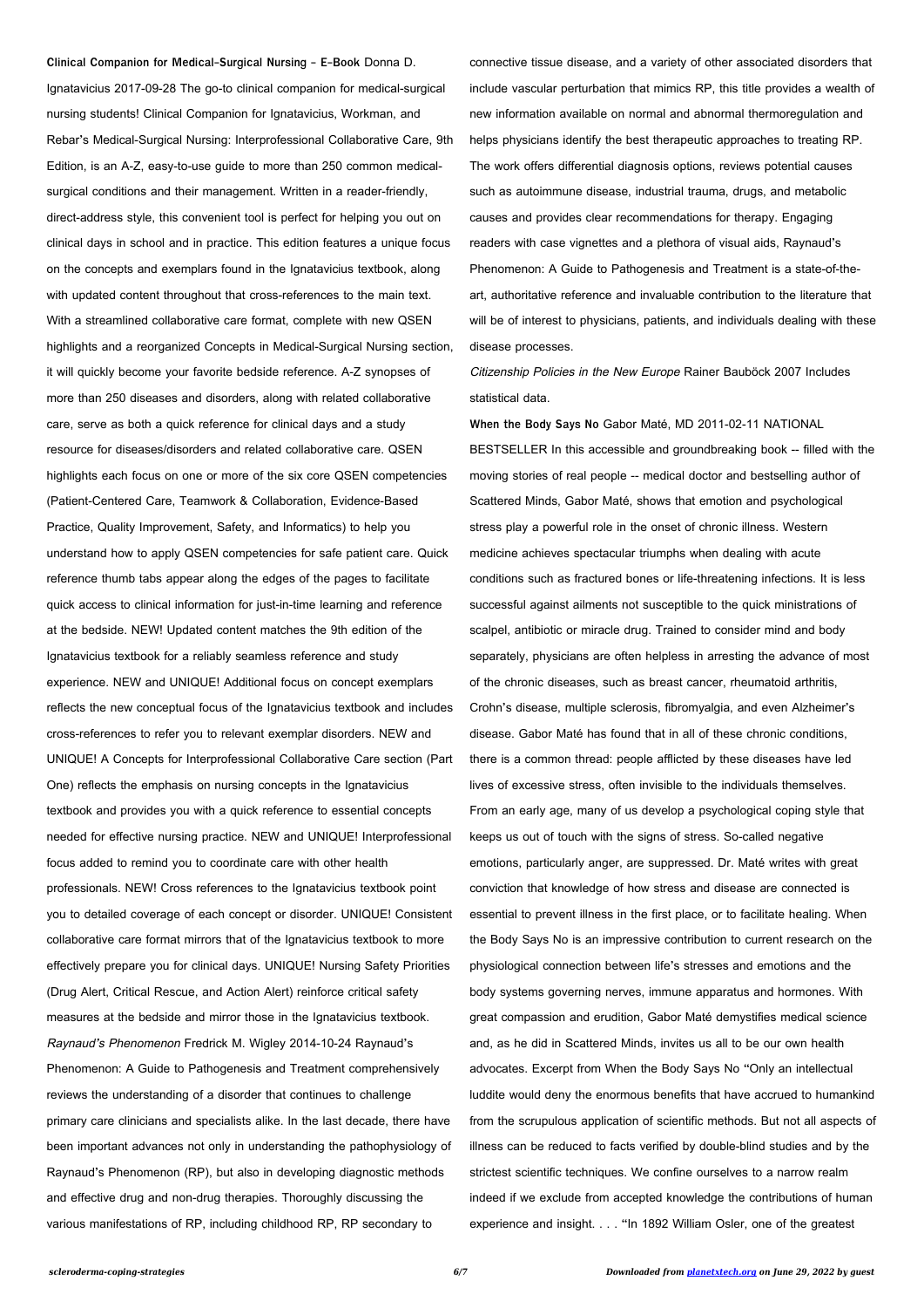**Clinical Companion for Medical-Surgical Nursing - E-Book** Donna D. Ignatavicius 2017-09-28 The go-to clinical companion for medical-surgical nursing students! Clinical Companion for Ignatavicius, Workman, and Rebar's Medical-Surgical Nursing: Interprofessional Collaborative Care, 9th Edition, is an A-Z, easy-to-use guide to more than 250 common medical-surgical conditions and their management. Written in a reader-friendly, direct-address style, this convenient tool is perfect for helping you out on clinical days in school and in practice. This edition features a unique focus on the concepts and exemplars found in the Ignatavicius textbook, along with updated content throughout that cross-references to the main text. With a streamlined collaborative care format, complete with new QSEN highlights and a reorganized Concepts in Medical-Surgical Nursing section, it will quickly become your favorite bedside reference. A-Z synopses of more than 250 diseases and disorders, along with related collaborative care, serve as both a quick reference for clinical days and a study resource for diseases/disorders and related collaborative care. QSEN highlights each focus on one or more of the six core QSEN competencies (Patient-Centered Care, Teamwork & Collaboration, Evidence-Based Practice, Quality Improvement, Safety, and Informatics) to help you understand how to apply QSEN competencies for safe patient care. Quick reference thumb tabs appear along the edges of the pages to facilitate quick access to clinical information for just-in-time learning and reference at the bedside. NEW! Updated content matches the 9th edition of the Ignatavicius textbook for a reliably seamless reference and study experience. NEW and UNIQUE! Additional focus on concept exemplars reflects the new conceptual focus of the Ignatavicius textbook and includes cross-references to refer you to relevant exemplar disorders. NEW and UNIQUE! A Concepts for Interprofessional Collaborative Care section (Part One) reflects the emphasis on nursing concepts in the Ignatavicius textbook and provides you with a quick reference to essential concepts needed for effective nursing practice. NEW and UNIQUE! Interprofessional focus added to remind you to coordinate care with other health professionals. NEW! Cross references to the Ignatavicius textbook point you to detailed coverage of each concept or disorder. UNIQUE! Consistent collaborative care format mirrors that of the Ignatavicius textbook to more effectively prepare you for clinical days. UNIQUE! Nursing Safety Priorities (Drug Alert, Critical Rescue, and Action Alert) reinforce critical safety measures at the bedside and mirror those in the Ignatavicius textbook.

*Raynaud's Phenomenon* Fredrick M. Wigley 2014-10-24 Raynaud's Phenomenon: A Guide to Pathogenesis and Treatment comprehensively reviews the understanding of a disorder that continues to challenge primary care clinicians and specialists alike. In the last decade, there have been important advances not only in understanding the pathophysiology of Raynaud's Phenomenon (RP), but also in developing diagnostic methods and effective drug and non-drug therapies. Thoroughly discussing the various manifestations of RP, including childhood RP, RP secondary to connective tissue disease, and a variety of other associated disorders that include vascular perturbation that mimics RP, this title provides a wealth of new information available on normal and abnormal thermoregulation and helps physicians identify the best therapeutic approaches to treating RP. The work offers differential diagnosis options, reviews potential causes such as autoimmune disease, industrial trauma, drugs, and metabolic causes and provides clear recommendations for therapy. Engaging readers with case vignettes and a plethora of visual aids, Raynaud's Phenomenon: A Guide to Pathogenesis and Treatment is a state-of-the-art, authoritative reference and invaluable contribution to the literature that will be of interest to physicians, patients, and individuals dealing with these disease processes.

*Citizenship Policies in the New Europe* Rainer Bauböck 2007 Includes statistical data.

**When the Body Says No** Gabor Maté, MD 2011-02-11 NATIONAL BESTSELLER In this accessible and groundbreaking book -- filled with the moving stories of real people -- medical doctor and bestselling author of Scattered Minds, Gabor Maté, shows that emotion and psychological stress play a powerful role in the onset of chronic illness. Western medicine achieves spectacular triumphs when dealing with acute conditions such as fractured bones or life-threatening infections. It is less successful against ailments not susceptible to the quick ministrations of scalpel, antibiotic or miracle drug. Trained to consider mind and body separately, physicians are often helpless in arresting the advance of most of the chronic diseases, such as breast cancer, rheumatoid arthritis, Crohn's disease, multiple sclerosis, fibromyalgia, and even Alzheimer's disease. Gabor Maté has found that in all of these chronic conditions, there is a common thread: people afflicted by these diseases have led lives of excessive stress, often invisible to the individuals themselves. From an early age, many of us develop a psychological coping style that keeps us out of touch with the signs of stress. So-called negative emotions, particularly anger, are suppressed. Dr. Maté writes with great conviction that knowledge of how stress and disease are connected is essential to prevent illness in the first place, or to facilitate healing. When the Body Says No is an impressive contribution to current research on the physiological connection between life's stresses and emotions and the body systems governing nerves, immune apparatus and hormones. With great compassion and erudition, Gabor Maté demystifies medical science and, as he did in Scattered Minds, invites us all to be our own health advocates. Excerpt from When the Body Says No "Only an intellectual luddite would deny the enormous benefits that have accrued to humankind from the scrupulous application of scientific methods. But not all aspects of illness can be reduced to facts verified by double-blind studies and by the strictest scientific techniques. We confine ourselves to a narrow realm indeed if we exclude from accepted knowledge the contributions of human experience and insight. . . . "In 1892 William Osler, one of the greatest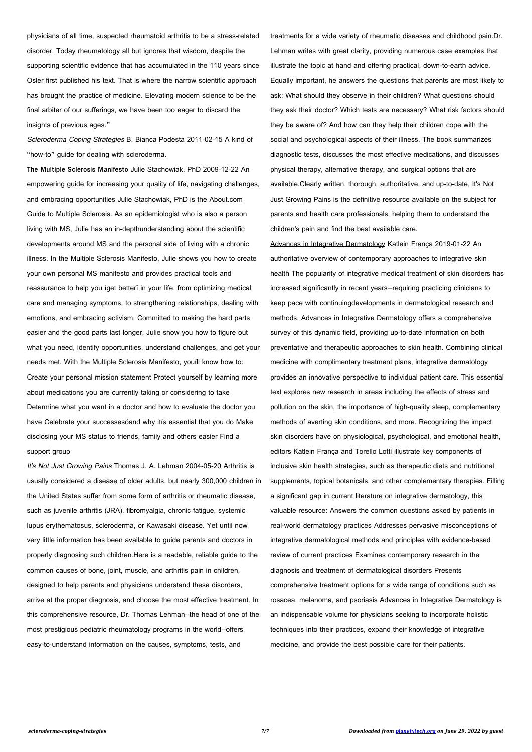physicians of all time, suspected rheumatoid arthritis to be a stress-related disorder. Today rheumatology all but ignores that wisdom, despite the supporting scientific evidence that has accumulated in the 110 years since Osler first published his text. That is where the narrow scientific approach has brought the practice of medicine. Elevating modern science to be the final arbiter of our sufferings, we have been too eager to discard the insights of previous ages."

*Scleroderma Coping Strategies* B. Bianca Podesta 2011-02-15 A kind of "how-to" guide for dealing with scleroderma.

**The Multiple Sclerosis Manifesto** Julie Stachowiak, PhD 2009-12-22 An empowering guide for increasing your quality of life, navigating challenges, and embracing opportunities Julie Stachowiak, PhD is the About.com Guide to Multiple Sclerosis. As an epidemiologist who is also a person living with MS, Julie has an in-depthunderstanding about the scientific developments around MS and the personal side of living with a chronic illness. In the Multiple Sclerosis Manifesto, Julie shows you how to create your own personal MS manifesto and provides practical tools and reassurance to help you ìget betterî in your life, from optimizing medical care and managing symptoms, to strengthening relationships, dealing with emotions, and embracing activism. Committed to making the hard parts easier and the good parts last longer, Julie show you how to figure out what you need, identify opportunities, understand challenges, and get your needs met. With the Multiple Sclerosis Manifesto, youíll know how to: Create your personal mission statement Protect yourself by learning more about medications you are currently taking or considering to take Determine what you want in a doctor and how to evaluate the doctor you have Celebrate your successesóand why itís essential that you do Make disclosing your MS status to friends, family and others easier Find a support group

*It's Not Just Growing Pains* Thomas J. A. Lehman 2004-05-20 Arthritis is usually considered a disease of older adults, but nearly 300,000 children in the United States suffer from some form of arthritis or rheumatic disease, such as juvenile arthritis (JRA), fibromyalgia, chronic fatigue, systemic lupus erythematosus, scleroderma, or Kawasaki disease. Yet until now very little information has been available to guide parents and doctors in properly diagnosing such children.Here is a readable, reliable guide to the common causes of bone, joint, muscle, and arthritis pain in children, designed to help parents and physicians understand these disorders, arrive at the proper diagnosis, and choose the most effective treatment. In this comprehensive resource, Dr. Thomas Lehman--the head of one of the most prestigious pediatric rheumatology programs in the world--offers easy-to-understand information on the causes, symptoms, tests, and treatments for a wide variety of rheumatic diseases and childhood pain.Dr. Lehman writes with great clarity, providing numerous case examples that illustrate the topic at hand and offering practical, down-to-earth advice. Equally important, he answers the questions that parents are most likely to ask: What should they observe in their children? What questions should they ask their doctor? Which tests are necessary? What risk factors should they be aware of? And how can they help their children cope with the social and psychological aspects of their illness. The book summarizes diagnostic tests, discusses the most effective medications, and discusses physical therapy, alternative therapy, and surgical options that are available.Clearly written, thorough, authoritative, and up-to-date, It's Not Just Growing Pains is the definitive resource available on the subject for parents and health care professionals, helping them to understand the children's pain and find the best available care.

Advances in Integrative Dermatology Katlein França 2019-01-22 An authoritative overview of contemporary approaches to integrative skin health The popularity of integrative medical treatment of skin disorders has increased significantly in recent years—requiring practicing clinicians to keep pace with continuingdevelopments in dermatological research and methods. Advances in Integrative Dermatology offers a comprehensive survey of this dynamic field, providing up-to-date information on both preventative and therapeutic approaches to skin health. Combining clinical medicine with complimentary treatment plans, integrative dermatology provides an innovative perspective to individual patient care. This essential text explores new research in areas including the effects of stress and pollution on the skin, the importance of high-quality sleep, complementary methods of averting skin conditions, and more. Recognizing the impact skin disorders have on physiological, psychological, and emotional health, editors Katlein França and Torello Lotti illustrate key components of inclusive skin health strategies, such as therapeutic diets and nutritional supplements, topical botanicals, and other complementary therapies. Filling a significant gap in current literature on integrative dermatology, this valuable resource: Answers the common questions asked by patients in real-world dermatology practices Addresses pervasive misconceptions of integrative dermatological methods and principles with evidence-based review of current practices Examines contemporary research in the diagnosis and treatment of dermatological disorders Presents comprehensive treatment options for a wide range of conditions such as rosacea, melanoma, and psoriasis Advances in Integrative Dermatology is an indispensable volume for physicians seeking to incorporate holistic techniques into their practices, expand their knowledge of integrative medicine, and provide the best possible care for their patients.